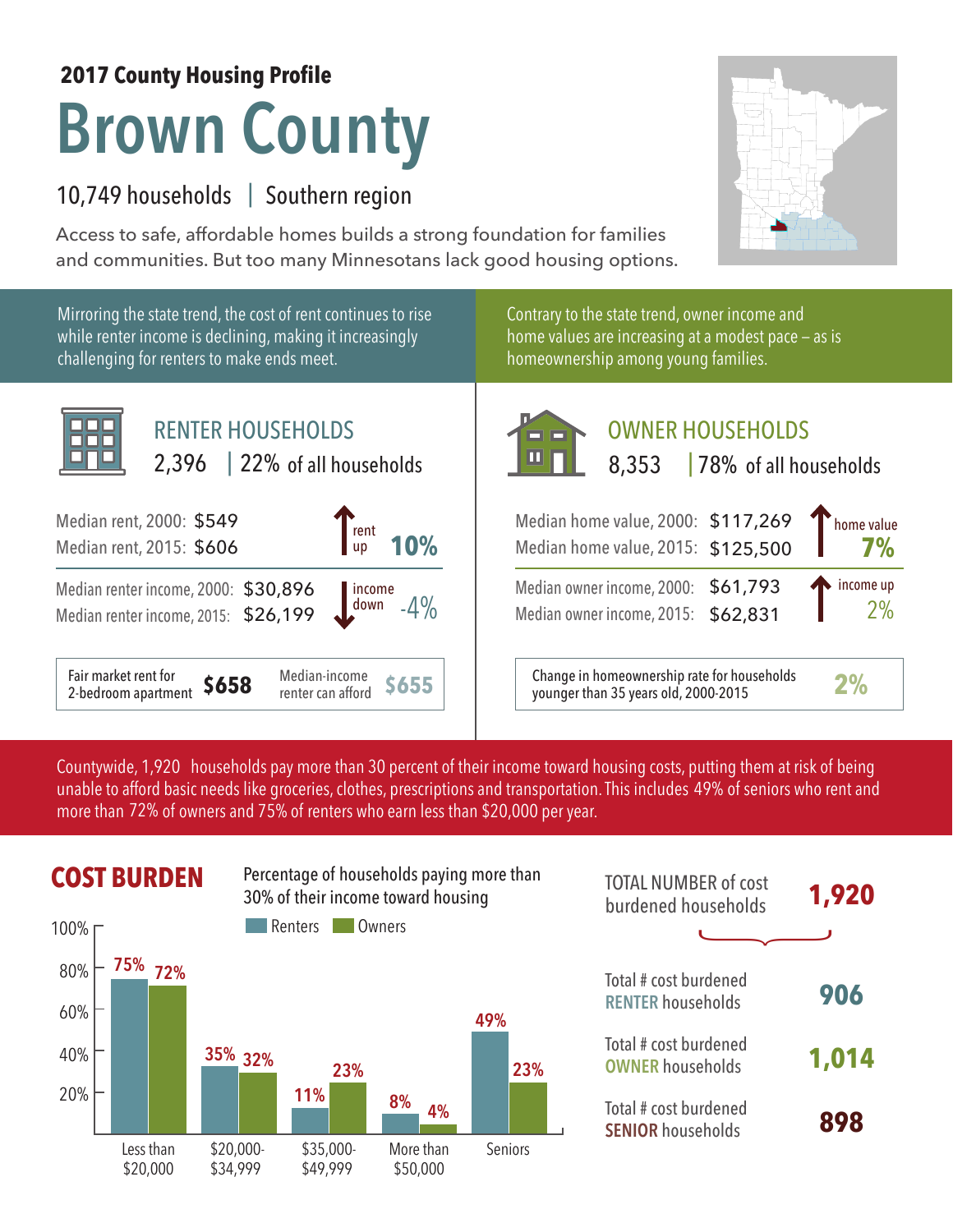**2017 County Housing Profile**

# Brown County

10,749 households | Southern region

Access to safe, affordable homes builds a strong foundation for families and communities. But too many Minnesotans lack good housing options.

Mirroring the state trend, the cost of rent continues to rise while renter income is declining, making it increasingly challenging for renters to make ends meet.

## RENTER HOUSEHOLDS

2,396 | 22% of all households

| | | |
|---|---|---|
| Median rent, 2000: | $549 | rent up **10%** |
| Median rent, 2015: | $606 | |
| Median renter income, 2000: | $30,896 | income down -4% |
| Median renter income, 2015: | $26,199 | |

Fair market rent for 2-bedroom apartment **$658** | Median-income renter can afford **$655**

Contrary to the state trend, owner income and home values are increasing at a modest pace – as is homeownership among young families.

## OWNER HOUSEHOLDS

8,353 | 78% of all households

| | | |
|---|---|---|
| Median home value, 2000: | $117,269 | home value **7%** |
| Median home value, 2015: | $125,500 | |
| Median owner income, 2000: | $61,793 | income up 2% |
| Median owner income, 2015: | $62,831 | |

Change in homeownership rate for households younger than 35 years old, 2000-2015 **2%**

Countywide, 1,920 households pay more than 30 percent of their income toward housing costs, putting them at risk of being unable to afford basic needs like groceries, clothes, prescriptions and transportation. This includes 49% of seniors who rent and more than 72% of owners and 75% of renters who earn less than $20,000 per year.

## COST BURDEN

Percentage of households paying more than 30% of their income toward housing

| | Renters | Owners |
|---|---|---|
| Less than $20,000 | 75% | 72% |
| $20,000-$34,999 | 35% | 32% |
| $35,000-$49,999 | 11% | 23% |
| More than $50,000 | 8% | 4% |
| Seniors | 49% | 23% |

TOTAL NUMBER of cost burdened households **1,920**

| | |
|---|---|
| Total # cost burdened RENTER households | **906** |
| Total # cost burdened OWNER households | **1,014** |
| Total # cost burdened SENIOR households | **898** |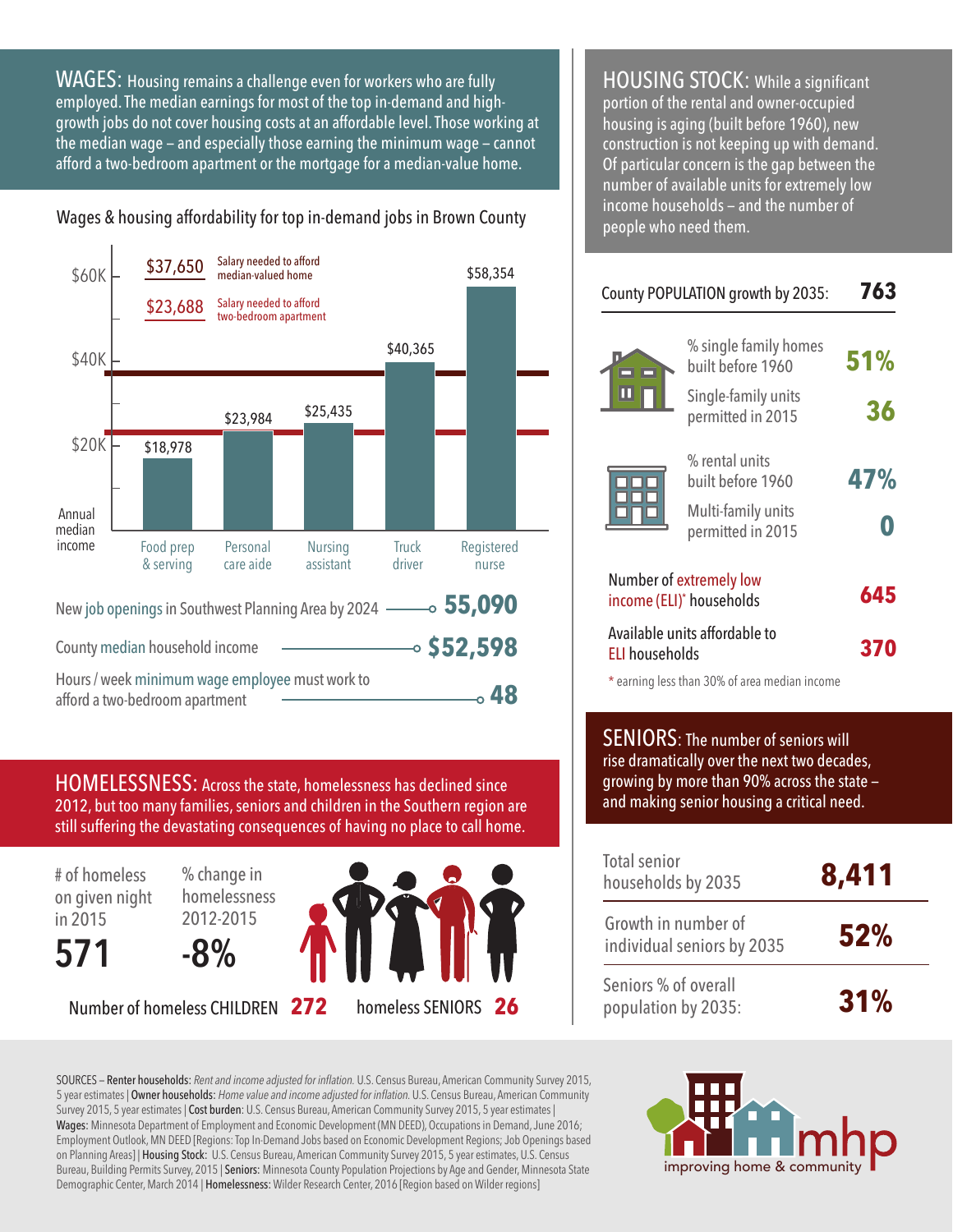## WAGES: Housing remains a challenge even for workers who are fully employed. The median earnings for most of the top in-demand and high-growth jobs do not cover housing costs at an affordable level. Those working at the median wage – and especially those earning the minimum wage – cannot afford a two-bedroom apartment or the mortgage for a median-value home.

Wages & housing affordability for top in-demand jobs in Brown County

$37,650 Salary needed to afford median-valued home

$23,688 Salary needed to afford two-bedroom apartment

$60K
$40K
$20K
Annual median income

$18,978 Food prep & serving
$23,984 Personal care aide
$25,435 Nursing assistant
$40,365 Truck driver
$58,354 Registered nurse

New job openings in Southwest Planning Area by 2024 — **55,090**

County median household income — **$52,598**

Hours / week minimum wage employee must work to afford a two-bedroom apartment — **48**

## HOMELESSNESS: Across the state, homelessness has declined since 2012, but too many families, seniors and children in the Southern region are still suffering the devastating consequences of having no place to call home.

# of homeless on given night in 2015 **571**

% change in homelessness 2012-2015 **-8%**

Number of homeless CHILDREN **272**

homeless SENIORS **26**

## HOUSING STOCK: While a significant portion of the rental and owner-occupied housing is aging (built before 1960), new construction is not keeping up with demand. Of particular concern is the gap between the number of available units for extremely low income households – and the number of people who need them.

| | |
|---|---|
| County POPULATION growth by 2035: | **763** |
| % single family homes built before 1960 | **51%** |
| Single-family units permitted in 2015 | **36** |
| % rental units built before 1960 | **47%** |
| Multi-family units permitted in 2015 | **0** |
| Number of extremely low income (ELI)* households | **645** |
| Available units affordable to ELI households | **370** |

\* earning less than 30% of area median income

## SENIORS: The number of seniors will rise dramatically over the next two decades, growing by more than 90% across the state – and making senior housing a critical need.

| | |
|---|---|
| Total senior households by 2035 | **8,411** |
| Growth in number of individual seniors by 2035 | **52%** |
| Seniors % of overall population by 2035: | **31%** |

SOURCES – **Renter households**: *Rent and income adjusted for inflation.* U.S. Census Bureau, American Community Survey 2015, 5 year estimates | **Owner households**: *Home value and income adjusted for inflation.* U.S. Census Bureau, American Community Survey 2015, 5 year estimates | **Cost burden**: U.S. Census Bureau, American Community Survey 2015, 5 year estimates | **Wages**: Minnesota Department of Employment and Economic Development (MN DEED), Occupations in Demand, June 2016; Employment Outlook, MN DEED [Regions: Top In-Demand Jobs based on Economic Development Regions; Job Openings based on Planning Areas] | **Housing Stock**: U.S. Census Bureau, American Community Survey 2015, 5 year estimates, U.S. Census Bureau, Building Permits Survey, 2015 | **Seniors**: Minnesota County Population Projections by Age and Gender, Minnesota State Demographic Center, March 2014 | **Homelessness**: Wilder Research Center, 2016 [Region based on Wilder regions]

mhp improving home & community